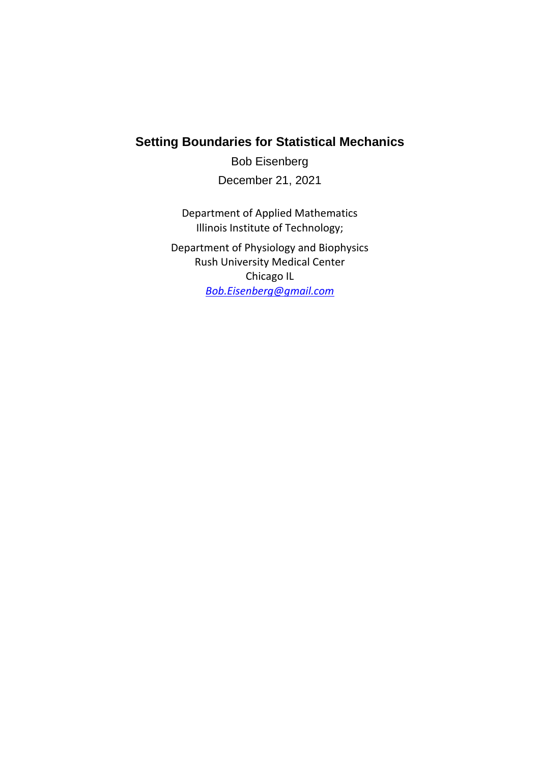# Setting Boundaries for Statistical Mechanics

Bob Eisenberg

December 21, 2021

Department of Applied Mathematics
Illinois Institute of Technology;

Department of Physiology and Biophysics
Rush University Medical Center
Chicago IL
*Bob.Eisenberg@gmail.com*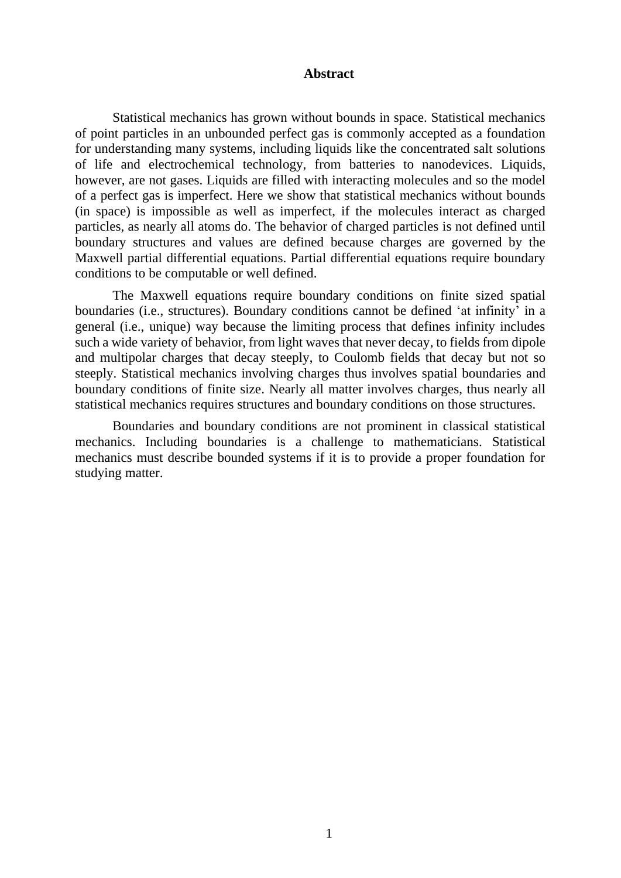**Abstract**

Statistical mechanics has grown without bounds in space. Statistical mechanics of point particles in an unbounded perfect gas is commonly accepted as a foundation for understanding many systems, including liquids like the concentrated salt solutions of life and electrochemical technology, from batteries to nanodevices. Liquids, however, are not gases. Liquids are filled with interacting molecules and so the model of a perfect gas is imperfect. Here we show that statistical mechanics without bounds (in space) is impossible as well as imperfect, if the molecules interact as charged particles, as nearly all atoms do. The behavior of charged particles is not defined until boundary structures and values are defined because charges are governed by the Maxwell partial differential equations. Partial differential equations require boundary conditions to be computable or well defined.

The Maxwell equations require boundary conditions on finite sized spatial boundaries (i.e., structures). Boundary conditions cannot be defined 'at infinity' in a general (i.e., unique) way because the limiting process that defines infinity includes such a wide variety of behavior, from light waves that never decay, to fields from dipole and multipolar charges that decay steeply, to Coulomb fields that decay but not so steeply. Statistical mechanics involving charges thus involves spatial boundaries and boundary conditions of finite size. Nearly all matter involves charges, thus nearly all statistical mechanics requires structures and boundary conditions on those structures.

Boundaries and boundary conditions are not prominent in classical statistical mechanics. Including boundaries is a challenge to mathematicians. Statistical mechanics must describe bounded systems if it is to provide a proper foundation for studying matter.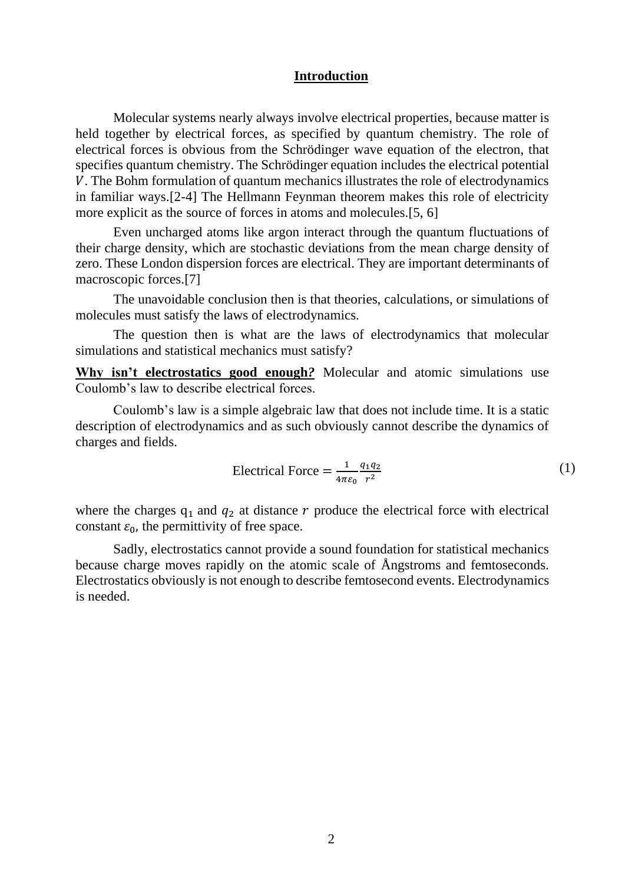## Introduction

Molecular systems nearly always involve electrical properties, because matter is held together by electrical forces, as specified by quantum chemistry. The role of electrical forces is obvious from the Schrödinger wave equation of the electron, that specifies quantum chemistry. The Schrödinger equation includes the electrical potential $V$. The Bohm formulation of quantum mechanics illustrates the role of electrodynamics in familiar ways.[2-4] The Hellmann Feynman theorem makes this role of electricity more explicit as the source of forces in atoms and molecules.[5, 6]

Even uncharged atoms like argon interact through the quantum fluctuations of their charge density, which are stochastic deviations from the mean charge density of zero. These London dispersion forces are electrical. They are important determinants of macroscopic forces.[7]

The unavoidable conclusion then is that theories, calculations, or simulations of molecules must satisfy the laws of electrodynamics.

The question then is what are the laws of electrodynamics that molecular simulations and statistical mechanics must satisfy?

**Why isn't electrostatics good enough?** Molecular and atomic simulations use Coulomb's law to describe electrical forces.

Coulomb's law is a simple algebraic law that does not include time. It is a static description of electrodynamics and as such obviously cannot describe the dynamics of charges and fields.

$$\text{Electrical Force} = \frac{1}{4\pi\varepsilon_0}\frac{q_1 q_2}{r^2} \tag{1}$$

where the charges $q_1$ and $q_2$ at distance $r$ produce the electrical force with electrical constant $\varepsilon_0$, the permittivity of free space.

Sadly, electrostatics cannot provide a sound foundation for statistical mechanics because charge moves rapidly on the atomic scale of Ångstroms and femtoseconds. Electrostatics obviously is not enough to describe femtosecond events. Electrodynamics is needed.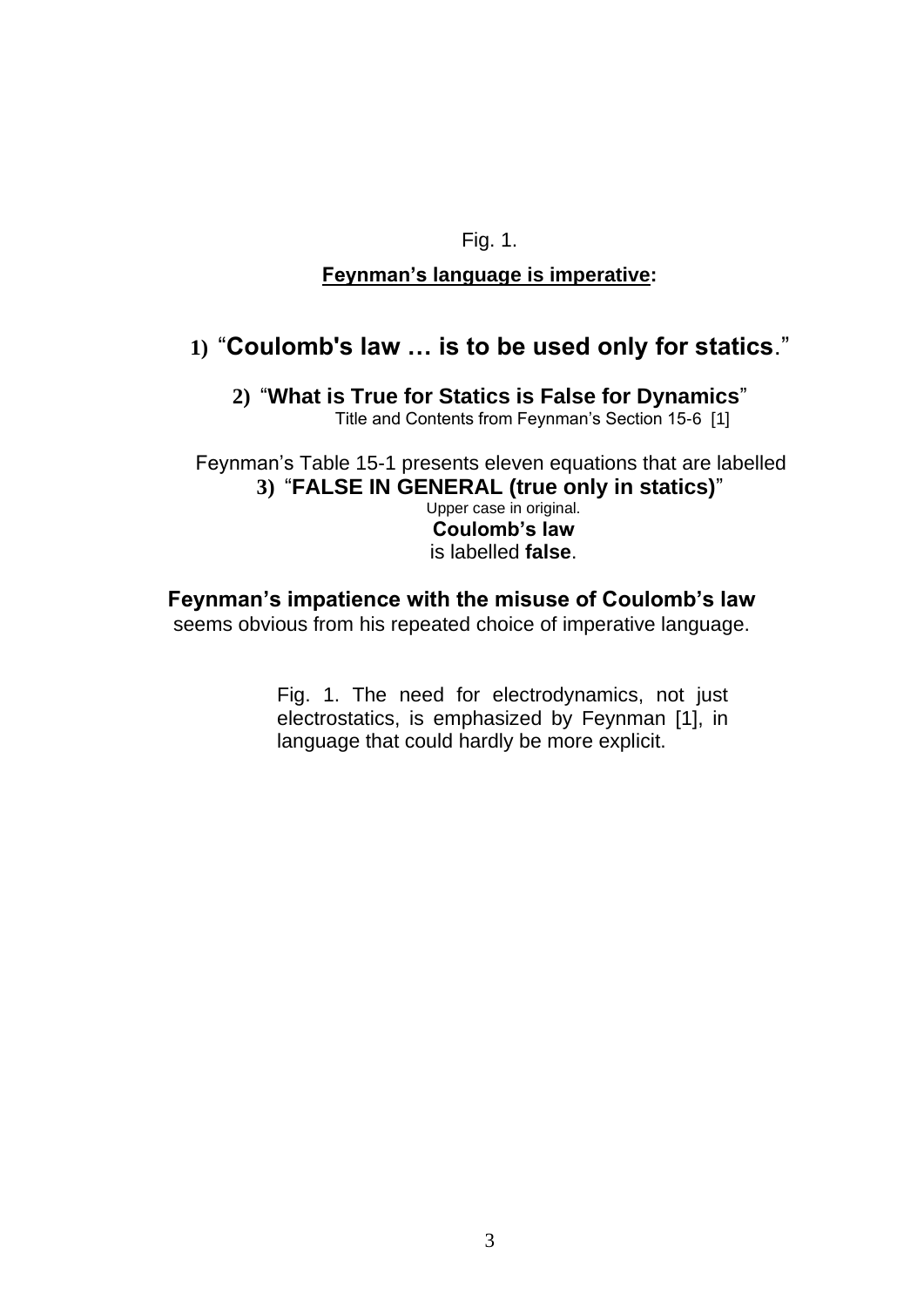Fig. 1.

**Feynman's language is imperative:**

**1)** "**Coulomb's law … is to be used only for statics**."

**2)** "**What is True for Statics is False for Dynamics**"
Title and Contents from Feynman's Section 15-6 [1]

Feynman's Table 15-1 presents eleven equations that are labelled
**3)** "**FALSE IN GENERAL (true only in statics)**"
Upper case in original.
**Coulomb's law**
is labelled **false**.

**Feynman's impatience with the misuse of Coulomb's law**
seems obvious from his repeated choice of imperative language.

Fig. 1. The need for electrodynamics, not just electrostatics, is emphasized by Feynman [1], in language that could hardly be more explicit.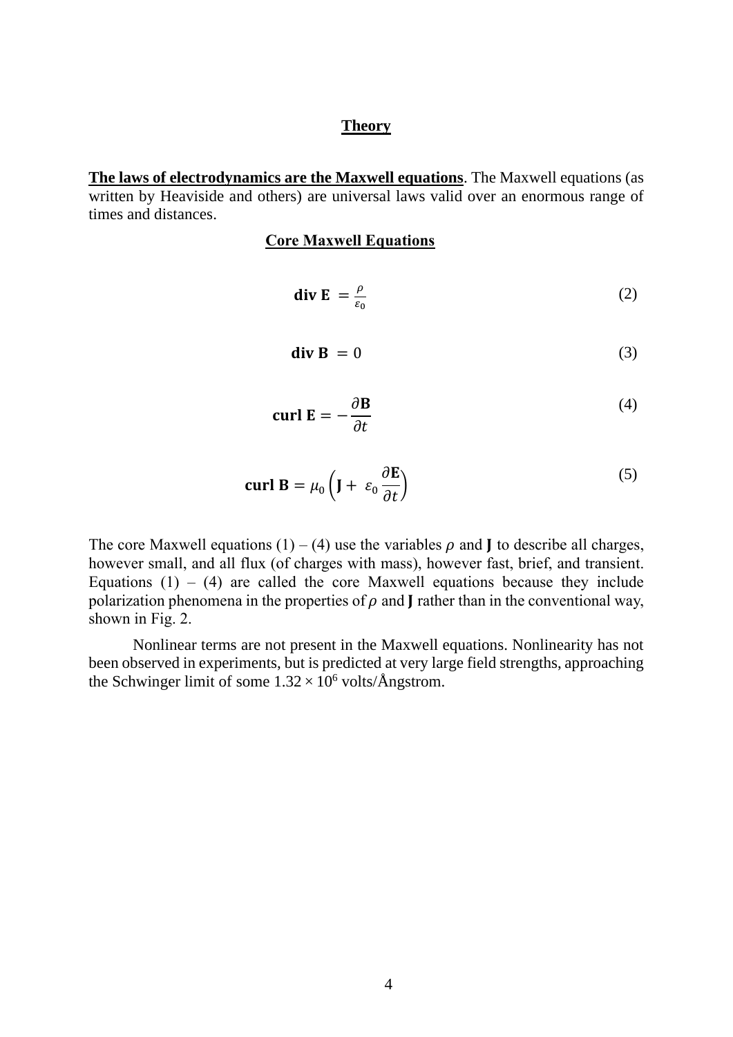## Theory

**The laws of electrodynamics are the Maxwell equations**. The Maxwell equations (as written by Heaviside and others) are universal laws valid over an enormous range of times and distances.

### Core Maxwell Equations

$$\mathbf{div\,E} = \frac{\rho}{\varepsilon_0} \tag{2}$$

$$\mathbf{div\,B} = 0 \tag{3}$$

$$\mathbf{curl\,E} = -\frac{\partial \mathbf{B}}{\partial t} \tag{4}$$

$$\mathbf{curl\,B} = \mu_0 \left( \mathbf{J} + \varepsilon_0 \frac{\partial \mathbf{E}}{\partial t} \right) \tag{5}$$

The core Maxwell equations (1) – (4) use the variables $\rho$ and $\mathbf{J}$ to describe all charges, however small, and all flux (of charges with mass), however fast, brief, and transient. Equations (1) – (4) are called the core Maxwell equations because they include polarization phenomena in the properties of $\rho$ and $\mathbf{J}$ rather than in the conventional way, shown in Fig. 2.

Nonlinear terms are not present in the Maxwell equations. Nonlinearity has not been observed in experiments, but is predicted at very large field strengths, approaching the Schwinger limit of some $1.32 \times 10^6$ volts/Ångstrom.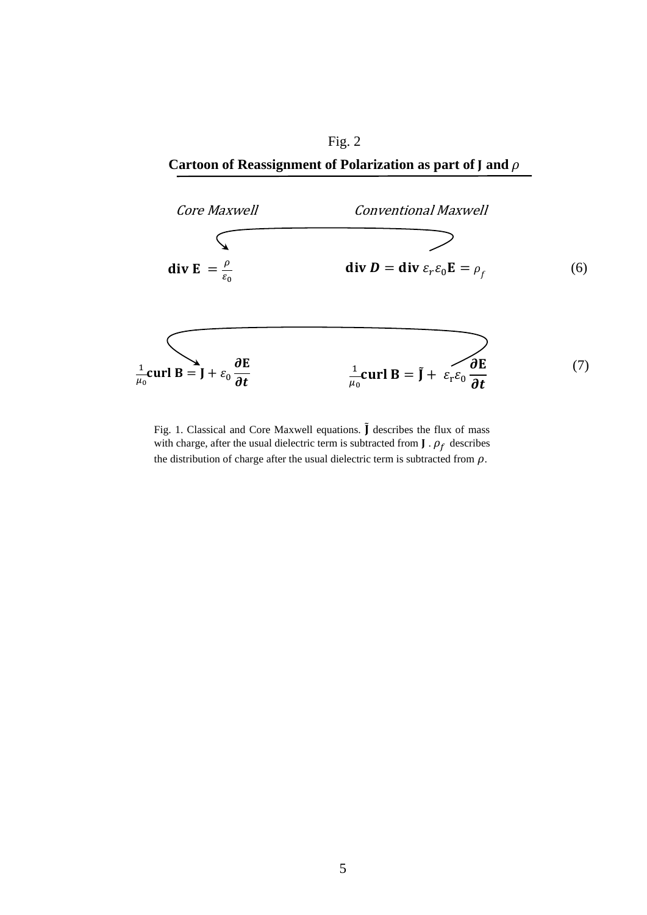Fig. 2

**Cartoon of Reassignment of Polarization as part of J and $\rho$**

*Core Maxwell* *Conventional Maxwell*

$$\mathbf{div\ E} = \frac{\rho}{\varepsilon_0} \qquad\qquad \mathbf{div}\ \boldsymbol{D} = \mathbf{div}\ \varepsilon_r \varepsilon_0 \mathbf{E} = \rho_f \tag{6}$$

$$\frac{1}{\mu_0}\mathbf{curl\ B} = \mathbf{J} + \varepsilon_0 \frac{\partial \mathbf{E}}{\partial t} \qquad\qquad \frac{1}{\mu_0}\mathbf{curl\ B} = \tilde{\mathbf{J}} + \varepsilon_r \varepsilon_0 \frac{\partial \mathbf{E}}{\partial t} \tag{7}$$

Fig. 1. Classical and Core Maxwell equations. $\tilde{\mathbf{J}}$ describes the flux of mass with charge, after the usual dielectric term is subtracted from $\mathbf{J}$ . $\rho_f$ describes the distribution of charge after the usual dielectric term is subtracted from $\rho$.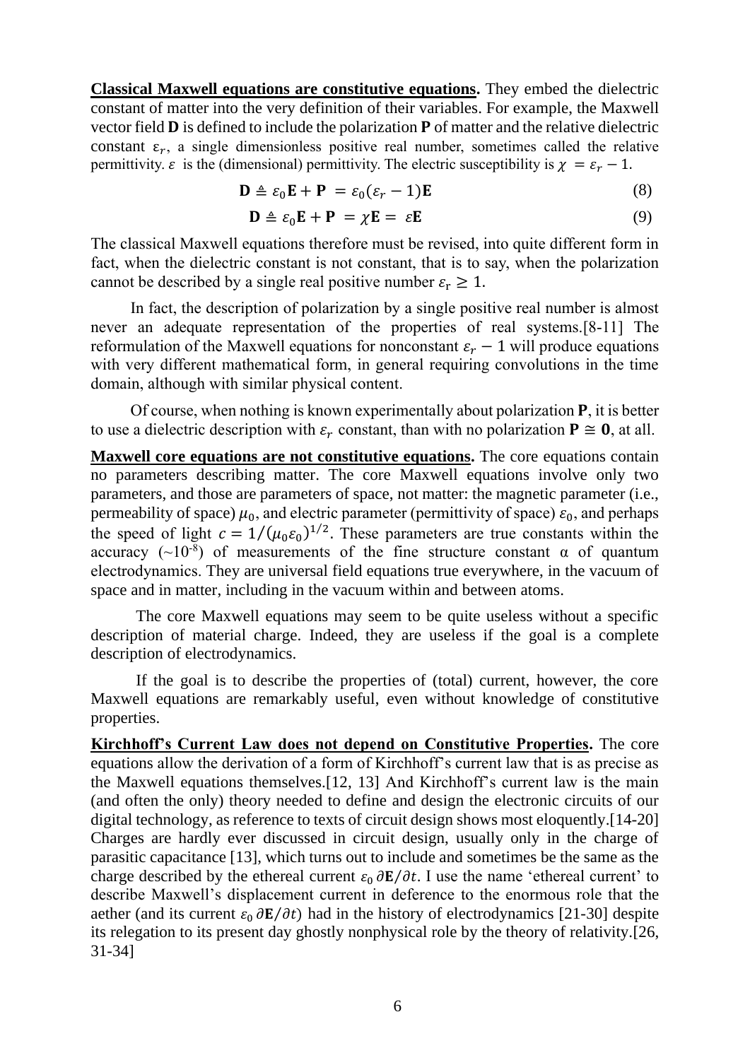**Classical Maxwell equations are constitutive equations.** They embed the dielectric constant of matter into the very definition of their variables. For example, the Maxwell vector field **D** is defined to include the polarization **P** of matter and the relative dielectric constant $\varepsilon_r$, a single dimensionless positive real number, sometimes called the relative permittivity. $\varepsilon$ is the (dimensional) permittivity. The electric susceptibility is $\chi = \varepsilon_r - 1$.

$$\mathbf{D} \triangleq \varepsilon_0 \mathbf{E} + \mathbf{P} = \varepsilon_0 (\varepsilon_r - 1)\mathbf{E} \tag{8}$$

$$\mathbf{D} \triangleq \varepsilon_0 \mathbf{E} + \mathbf{P} = \chi \mathbf{E} = \varepsilon \mathbf{E} \tag{9}$$

The classical Maxwell equations therefore must be revised, into quite different form in fact, when the dielectric constant is not constant, that is to say, when the polarization cannot be described by a single real positive number $\varepsilon_r \geq 1$.

In fact, the description of polarization by a single positive real number is almost never an adequate representation of the properties of real systems.[8-11] The reformulation of the Maxwell equations for nonconstant $\varepsilon_r - 1$ will produce equations with very different mathematical form, in general requiring convolutions in the time domain, although with similar physical content.

Of course, when nothing is known experimentally about polarization **P**, it is better to use a dielectric description with $\varepsilon_r$ constant, than with no polarization $\mathbf{P} \cong \mathbf{0}$, at all.

**Maxwell core equations are not constitutive equations.** The core equations contain no parameters describing matter. The core Maxwell equations involve only two parameters, and those are parameters of space, not matter: the magnetic parameter (i.e., permeability of space) $\mu_0$, and electric parameter (permittivity of space) $\varepsilon_0$, and perhaps the speed of light $c = 1/(\mu_0 \varepsilon_0)^{1/2}$. These parameters are true constants within the accuracy ($\sim 10^{-8}$) of measurements of the fine structure constant α of quantum electrodynamics. They are universal field equations true everywhere, in the vacuum of space and in matter, including in the vacuum within and between atoms.

The core Maxwell equations may seem to be quite useless without a specific description of material charge. Indeed, they are useless if the goal is a complete description of electrodynamics.

If the goal is to describe the properties of (total) current, however, the core Maxwell equations are remarkably useful, even without knowledge of constitutive properties.

**Kirchhoff's Current Law does not depend on Constitutive Properties.** The core equations allow the derivation of a form of Kirchhoff's current law that is as precise as the Maxwell equations themselves.[12, 13] And Kirchhoff's current law is the main (and often the only) theory needed to define and design the electronic circuits of our digital technology, as reference to texts of circuit design shows most eloquently.[14-20] Charges are hardly ever discussed in circuit design, usually only in the charge of parasitic capacitance [13], which turns out to include and sometimes be the same as the charge described by the ethereal current $\varepsilon_0\, \partial \mathbf{E}/\partial t$. I use the name 'ethereal current' to describe Maxwell's displacement current in deference to the enormous role that the aether (and its current $\varepsilon_0\, \partial \mathbf{E}/\partial t$) had in the history of electrodynamics [21-30] despite its relegation to its present day ghostly nonphysical role by the theory of relativity.[26, 31-34]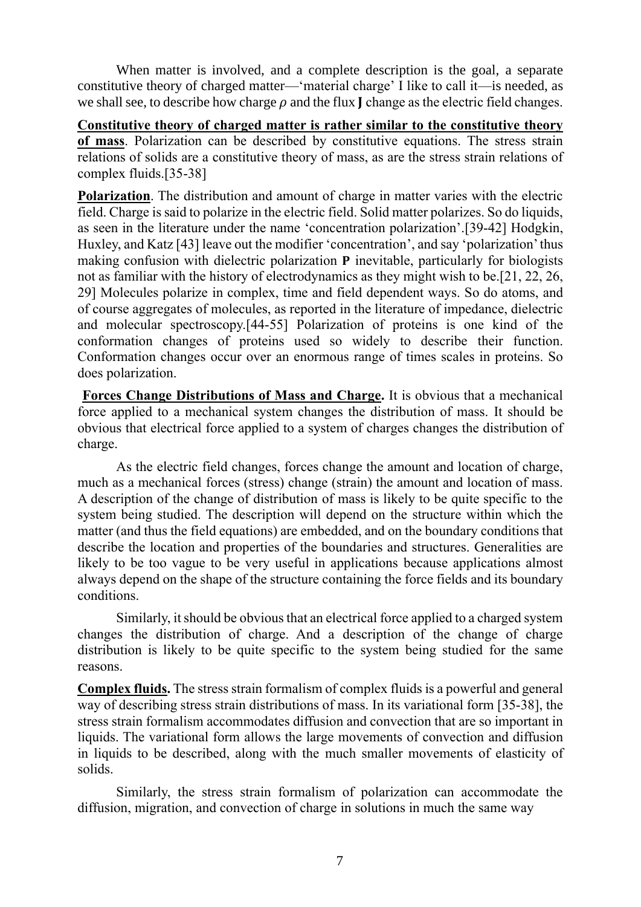When matter is involved, and a complete description is the goal, a separate constitutive theory of charged matter—'material charge' I like to call it—is needed, as we shall see, to describe how charge $\rho$ and the flux $\mathbf{J}$ change as the electric field changes.

**Constitutive theory of charged matter is rather similar to the constitutive theory of mass**. Polarization can be described by constitutive equations. The stress strain relations of solids are a constitutive theory of mass, as are the stress strain relations of complex fluids.[35-38]

**Polarization**. The distribution and amount of charge in matter varies with the electric field. Charge is said to polarize in the electric field. Solid matter polarizes. So do liquids, as seen in the literature under the name 'concentration polarization'.[39-42] Hodgkin, Huxley, and Katz [43] leave out the modifier 'concentration', and say 'polarization' thus making confusion with dielectric polarization $\mathbf{P}$ inevitable, particularly for biologists not as familiar with the history of electrodynamics as they might wish to be.[21, 22, 26, 29] Molecules polarize in complex, time and field dependent ways. So do atoms, and of course aggregates of molecules, as reported in the literature of impedance, dielectric and molecular spectroscopy.[44-55] Polarization of proteins is one kind of the conformation changes of proteins used so widely to describe their function. Conformation changes occur over an enormous range of times scales in proteins. So does polarization.

**Forces Change Distributions of Mass and Charge.** It is obvious that a mechanical force applied to a mechanical system changes the distribution of mass. It should be obvious that electrical force applied to a system of charges changes the distribution of charge.

As the electric field changes, forces change the amount and location of charge, much as a mechanical forces (stress) change (strain) the amount and location of mass. A description of the change of distribution of mass is likely to be quite specific to the system being studied. The description will depend on the structure within which the matter (and thus the field equations) are embedded, and on the boundary conditions that describe the location and properties of the boundaries and structures. Generalities are likely to be too vague to be very useful in applications because applications almost always depend on the shape of the structure containing the force fields and its boundary conditions.

Similarly, it should be obvious that an electrical force applied to a charged system changes the distribution of charge. And a description of the change of charge distribution is likely to be quite specific to the system being studied for the same reasons.

**Complex fluids.** The stress strain formalism of complex fluids is a powerful and general way of describing stress strain distributions of mass. In its variational form [35-38], the stress strain formalism accommodates diffusion and convection that are so important in liquids. The variational form allows the large movements of convection and diffusion in liquids to be described, along with the much smaller movements of elasticity of solids.

Similarly, the stress strain formalism of polarization can accommodate the diffusion, migration, and convection of charge in solutions in much the same way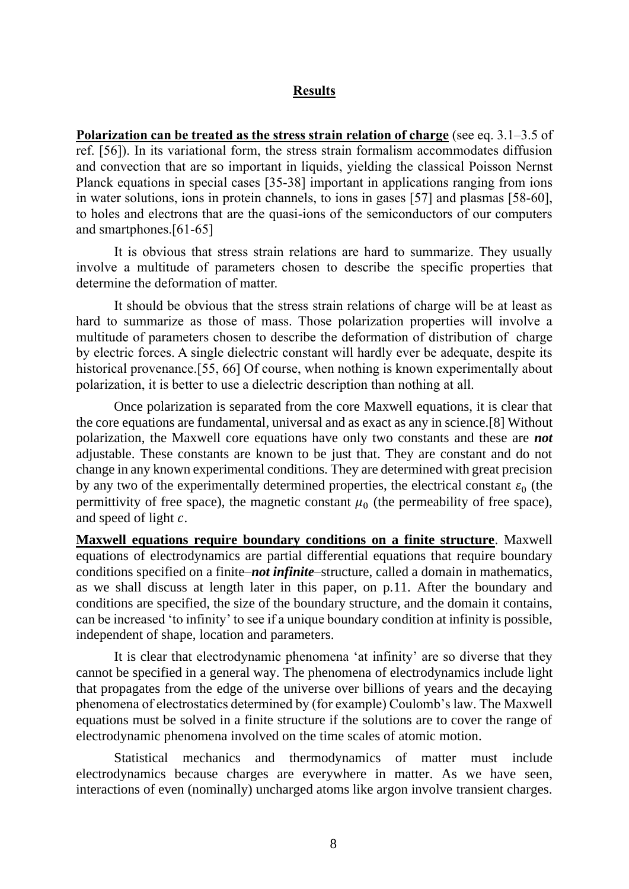## Results

**Polarization can be treated as the stress strain relation of charge** (see eq. 3.1–3.5 of ref. [56]). In its variational form, the stress strain formalism accommodates diffusion and convection that are so important in liquids, yielding the classical Poisson Nernst Planck equations in special cases [35-38] important in applications ranging from ions in water solutions, ions in protein channels, to ions in gases [57] and plasmas [58-60], to holes and electrons that are the quasi-ions of the semiconductors of our computers and smartphones.[61-65]

It is obvious that stress strain relations are hard to summarize. They usually involve a multitude of parameters chosen to describe the specific properties that determine the deformation of matter.

It should be obvious that the stress strain relations of charge will be at least as hard to summarize as those of mass. Those polarization properties will involve a multitude of parameters chosen to describe the deformation of distribution of charge by electric forces. A single dielectric constant will hardly ever be adequate, despite its historical provenance.[55, 66] Of course, when nothing is known experimentally about polarization, it is better to use a dielectric description than nothing at all.

Once polarization is separated from the core Maxwell equations, it is clear that the core equations are fundamental, universal and as exact as any in science.[8] Without polarization, the Maxwell core equations have only two constants and these are ***not*** adjustable. These constants are known to be just that. They are constant and do not change in any known experimental conditions. They are determined with great precision by any two of the experimentally determined properties, the electrical constant $\varepsilon_0$ (the permittivity of free space), the magnetic constant $\mu_0$ (the permeability of free space), and speed of light $c$.

**Maxwell equations require boundary conditions on a finite structure**. Maxwell equations of electrodynamics are partial differential equations that require boundary conditions specified on a finite–***not infinite***–structure, called a domain in mathematics, as we shall discuss at length later in this paper, on p.11. After the boundary and conditions are specified, the size of the boundary structure, and the domain it contains, can be increased 'to infinity' to see if a unique boundary condition at infinity is possible, independent of shape, location and parameters.

It is clear that electrodynamic phenomena 'at infinity' are so diverse that they cannot be specified in a general way. The phenomena of electrodynamics include light that propagates from the edge of the universe over billions of years and the decaying phenomena of electrostatics determined by (for example) Coulomb's law. The Maxwell equations must be solved in a finite structure if the solutions are to cover the range of electrodynamic phenomena involved on the time scales of atomic motion.

Statistical mechanics and thermodynamics of matter must include electrodynamics because charges are everywhere in matter. As we have seen, interactions of even (nominally) uncharged atoms like argon involve transient charges.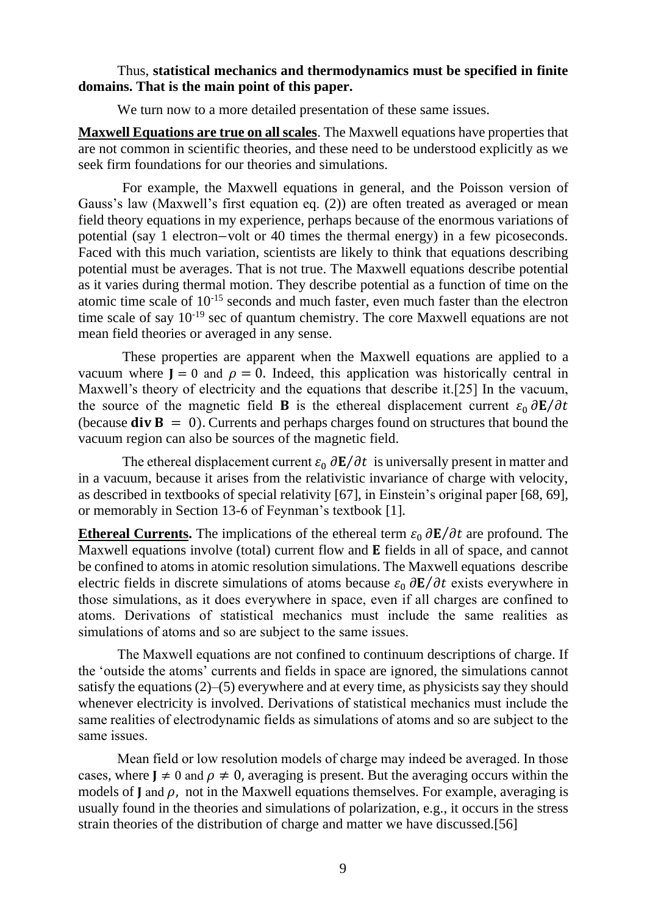Thus, **statistical mechanics and thermodynamics must be specified in finite domains. That is the main point of this paper.**

We turn now to a more detailed presentation of these same issues.

**Maxwell Equations are true on all scales**. The Maxwell equations have properties that are not common in scientific theories, and these need to be understood explicitly as we seek firm foundations for our theories and simulations.

For example, the Maxwell equations in general, and the Poisson version of Gauss's law (Maxwell's first equation eq. (2)) are often treated as averaged or mean field theory equations in my experience, perhaps because of the enormous variations of potential (say 1 electron−volt or 40 times the thermal energy) in a few picoseconds. Faced with this much variation, scientists are likely to think that equations describing potential must be averages. That is not true. The Maxwell equations describe potential as it varies during thermal motion. They describe potential as a function of time on the atomic time scale of $10^{-15}$ seconds and much faster, even much faster than the electron time scale of say $10^{-19}$ sec of quantum chemistry. The core Maxwell equations are not mean field theories or averaged in any sense.

These properties are apparent when the Maxwell equations are applied to a vacuum where $\mathbf{J} = 0$ and $\rho = 0$. Indeed, this application was historically central in Maxwell's theory of electricity and the equations that describe it.[25] In the vacuum, the source of the magnetic field $\mathbf{B}$ is the ethereal displacement current $\varepsilon_0\, \partial\mathbf{E}/\partial t$ (because $\mathbf{div}\,\mathbf{B} = 0$). Currents and perhaps charges found on structures that bound the vacuum region can also be sources of the magnetic field.

The ethereal displacement current $\varepsilon_0\, \partial\mathbf{E}/\partial t$ is universally present in matter and in a vacuum, because it arises from the relativistic invariance of charge with velocity, as described in textbooks of special relativity [67], in Einstein's original paper [68, 69], or memorably in Section 13-6 of Feynman's textbook [1].

**Ethereal Currents.** The implications of the ethereal term $\varepsilon_0\, \partial\mathbf{E}/\partial t$ are profound. The Maxwell equations involve (total) current flow and $\mathbf{E}$ fields in all of space, and cannot be confined to atoms in atomic resolution simulations. The Maxwell equations describe electric fields in discrete simulations of atoms because $\varepsilon_0\, \partial\mathbf{E}/\partial t$ exists everywhere in those simulations, as it does everywhere in space, even if all charges are confined to atoms. Derivations of statistical mechanics must include the same realities as simulations of atoms and so are subject to the same issues.

The Maxwell equations are not confined to continuum descriptions of charge. If the 'outside the atoms' currents and fields in space are ignored, the simulations cannot satisfy the equations (2)–(5) everywhere and at every time, as physicists say they should whenever electricity is involved. Derivations of statistical mechanics must include the same realities of electrodynamic fields as simulations of atoms and so are subject to the same issues.

Mean field or low resolution models of charge may indeed be averaged. In those cases, where $\mathbf{J} \neq 0$ and $\rho \neq 0$, averaging is present. But the averaging occurs within the models of $\mathbf{J}$ and $\rho$, not in the Maxwell equations themselves. For example, averaging is usually found in the theories and simulations of polarization, e.g., it occurs in the stress strain theories of the distribution of charge and matter we have discussed.[56]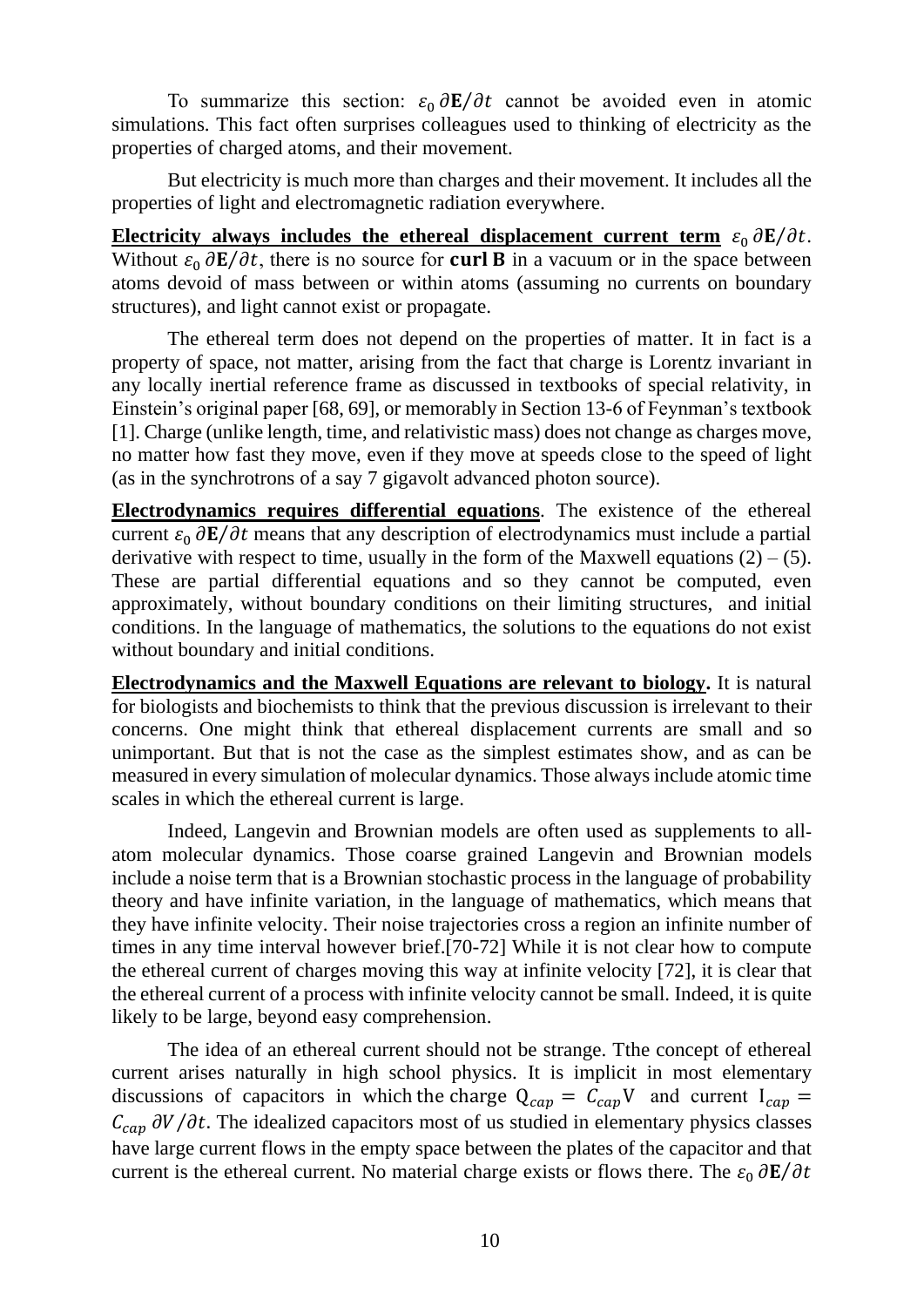To summarize this section: $\varepsilon_0\,\partial\mathbf{E}/\partial t$ cannot be avoided even in atomic simulations. This fact often surprises colleagues used to thinking of electricity as the properties of charged atoms, and their movement.

But electricity is much more than charges and their movement. It includes all the properties of light and electromagnetic radiation everywhere.

**Electricity always includes the ethereal displacement current term** $\varepsilon_0\,\partial\mathbf{E}/\partial t$. Without $\varepsilon_0\,\partial\mathbf{E}/\partial t$, there is no source for **curl B** in a vacuum or in the space between atoms devoid of mass between or within atoms (assuming no currents on boundary structures), and light cannot exist or propagate.

The ethereal term does not depend on the properties of matter. It in fact is a property of space, not matter, arising from the fact that charge is Lorentz invariant in any locally inertial reference frame as discussed in textbooks of special relativity, in Einstein's original paper [68, 69], or memorably in Section 13-6 of Feynman's textbook [1]. Charge (unlike length, time, and relativistic mass) does not change as charges move, no matter how fast they move, even if they move at speeds close to the speed of light (as in the synchrotrons of a say 7 gigavolt advanced photon source).

**Electrodynamics requires differential equations**. The existence of the ethereal current $\varepsilon_0\,\partial\mathbf{E}/\partial t$ means that any description of electrodynamics must include a partial derivative with respect to time, usually in the form of the Maxwell equations (2) – (5). These are partial differential equations and so they cannot be computed, even approximately, without boundary conditions on their limiting structures, and initial conditions. In the language of mathematics, the solutions to the equations do not exist without boundary and initial conditions.

**Electrodynamics and the Maxwell Equations are relevant to biology.** It is natural for biologists and biochemists to think that the previous discussion is irrelevant to their concerns. One might think that ethereal displacement currents are small and so unimportant. But that is not the case as the simplest estimates show, and as can be measured in every simulation of molecular dynamics. Those always include atomic time scales in which the ethereal current is large.

Indeed, Langevin and Brownian models are often used as supplements to all-atom molecular dynamics. Those coarse grained Langevin and Brownian models include a noise term that is a Brownian stochastic process in the language of probability theory and have infinite variation, in the language of mathematics, which means that they have infinite velocity. Their noise trajectories cross a region an infinite number of times in any time interval however brief.[70-72] While it is not clear how to compute the ethereal current of charges moving this way at infinite velocity [72], it is clear that the ethereal current of a process with infinite velocity cannot be small. Indeed, it is quite likely to be large, beyond easy comprehension.

The idea of an ethereal current should not be strange. Tthe concept of ethereal current arises naturally in high school physics. It is implicit in most elementary discussions of capacitors in which the charge $Q_{cap} = C_{cap}V$ and current $I_{cap} = C_{cap}\,\partial V/\partial t$. The idealized capacitors most of us studied in elementary physics classes have large current flows in the empty space between the plates of the capacitor and that current is the ethereal current. No material charge exists or flows there. The $\varepsilon_0\,\partial\mathbf{E}/\partial t$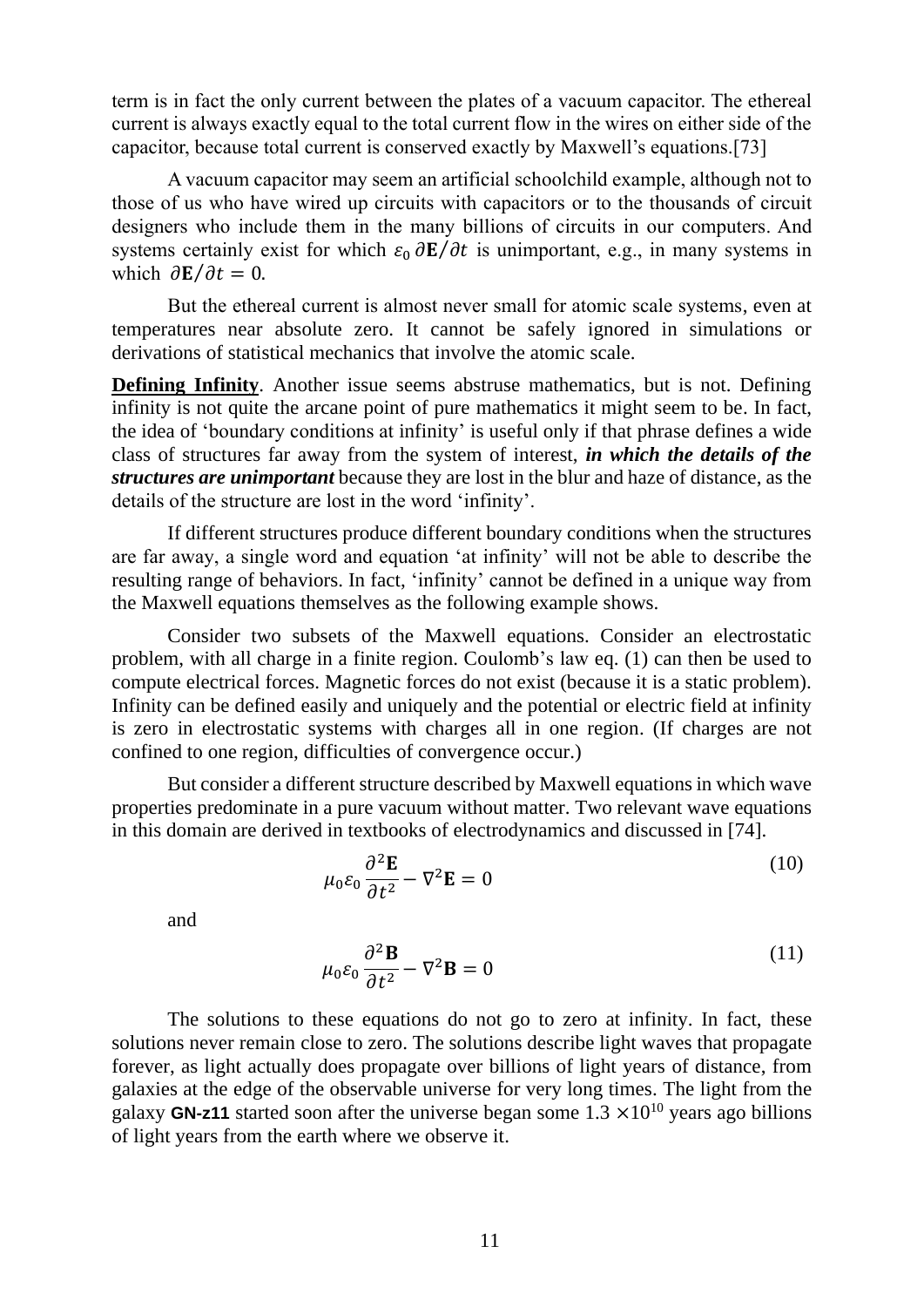term is in fact the only current between the plates of a vacuum capacitor. The ethereal current is always exactly equal to the total current flow in the wires on either side of the capacitor, because total current is conserved exactly by Maxwell's equations.[73]

A vacuum capacitor may seem an artificial schoolchild example, although not to those of us who have wired up circuits with capacitors or to the thousands of circuit designers who include them in the many billions of circuits in our computers. And systems certainly exist for which $\varepsilon_0\,\partial\mathbf{E}/\partial t$ is unimportant, e.g., in many systems in which $\partial\mathbf{E}/\partial t = 0$.

But the ethereal current is almost never small for atomic scale systems, even at temperatures near absolute zero. It cannot be safely ignored in simulations or derivations of statistical mechanics that involve the atomic scale.

**Defining Infinity**. Another issue seems abstruse mathematics, but is not. Defining infinity is not quite the arcane point of pure mathematics it might seem to be. In fact, the idea of 'boundary conditions at infinity' is useful only if that phrase defines a wide class of structures far away from the system of interest, ***in which the details of the structures are unimportant*** because they are lost in the blur and haze of distance, as the details of the structure are lost in the word 'infinity'.

If different structures produce different boundary conditions when the structures are far away, a single word and equation 'at infinity' will not be able to describe the resulting range of behaviors. In fact, 'infinity' cannot be defined in a unique way from the Maxwell equations themselves as the following example shows.

Consider two subsets of the Maxwell equations. Consider an electrostatic problem, with all charge in a finite region. Coulomb's law eq. (1) can then be used to compute electrical forces. Magnetic forces do not exist (because it is a static problem). Infinity can be defined easily and uniquely and the potential or electric field at infinity is zero in electrostatic systems with charges all in one region. (If charges are not confined to one region, difficulties of convergence occur.)

But consider a different structure described by Maxwell equations in which wave properties predominate in a pure vacuum without matter. Two relevant wave equations in this domain are derived in textbooks of electrodynamics and discussed in [74].

$$\mu_0\varepsilon_0\frac{\partial^2\mathbf{E}}{\partial t^2} - \nabla^2\mathbf{E} = 0 \tag{10}$$

and

$$\mu_0\varepsilon_0\frac{\partial^2\mathbf{B}}{\partial t^2} - \nabla^2\mathbf{B} = 0 \tag{11}$$

The solutions to these equations do not go to zero at infinity. In fact, these solutions never remain close to zero. The solutions describe light waves that propagate forever, as light actually does propagate over billions of light years of distance, from galaxies at the edge of the observable universe for very long times. The light from the galaxy **GN-z11** started soon after the universe began some $1.3 \times 10^{10}$ years ago billions of light years from the earth where we observe it.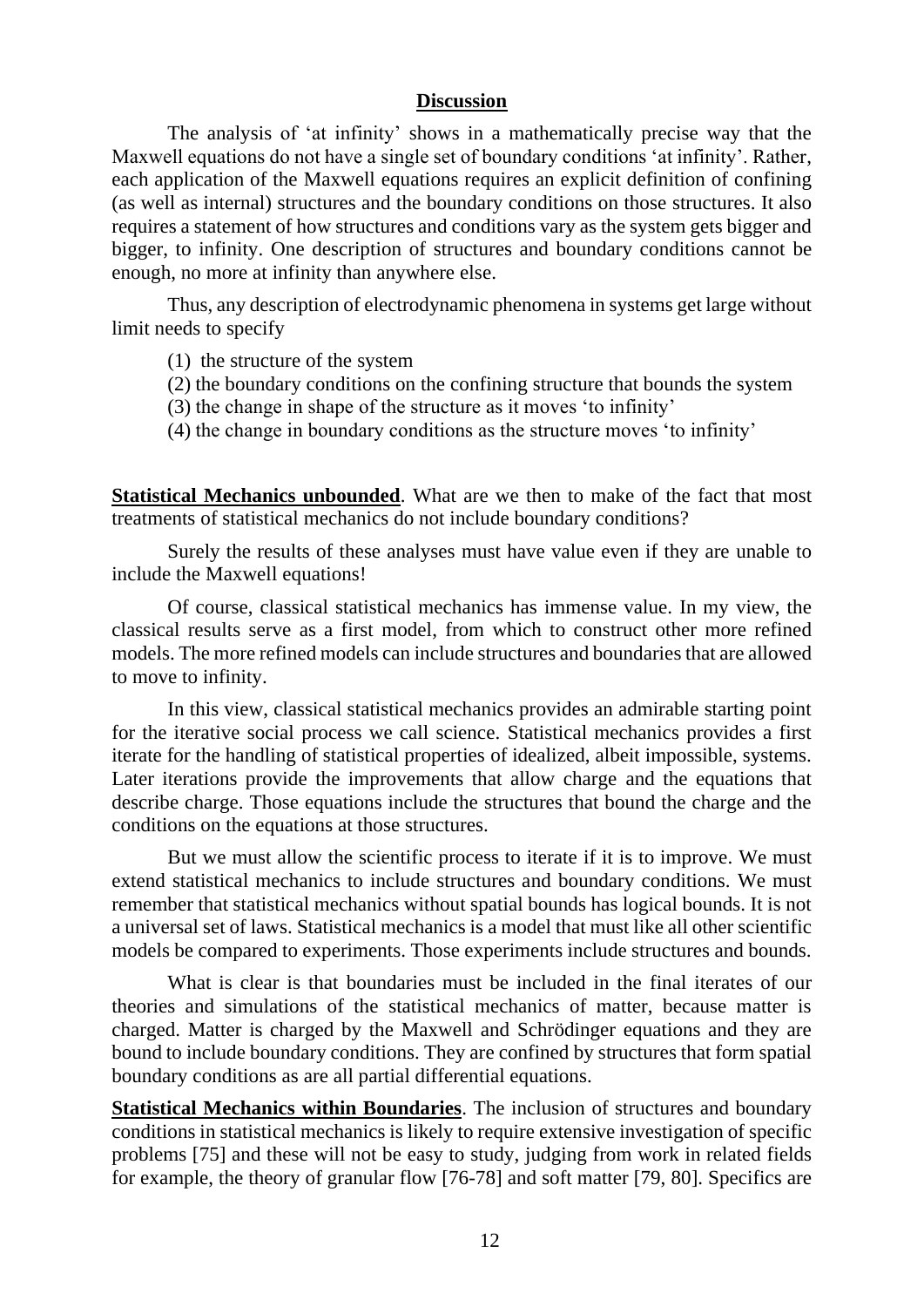## Discussion

The analysis of 'at infinity' shows in a mathematically precise way that the Maxwell equations do not have a single set of boundary conditions 'at infinity'. Rather, each application of the Maxwell equations requires an explicit definition of confining (as well as internal) structures and the boundary conditions on those structures. It also requires a statement of how structures and conditions vary as the system gets bigger and bigger, to infinity. One description of structures and boundary conditions cannot be enough, no more at infinity than anywhere else.

Thus, any description of electrodynamic phenomena in systems get large without limit needs to specify

(1) the structure of the system
(2) the boundary conditions on the confining structure that bounds the system
(3) the change in shape of the structure as it moves 'to infinity'
(4) the change in boundary conditions as the structure moves 'to infinity'

**Statistical Mechanics unbounded**. What are we then to make of the fact that most treatments of statistical mechanics do not include boundary conditions?

Surely the results of these analyses must have value even if they are unable to include the Maxwell equations!

Of course, classical statistical mechanics has immense value. In my view, the classical results serve as a first model, from which to construct other more refined models. The more refined models can include structures and boundaries that are allowed to move to infinity.

In this view, classical statistical mechanics provides an admirable starting point for the iterative social process we call science. Statistical mechanics provides a first iterate for the handling of statistical properties of idealized, albeit impossible, systems. Later iterations provide the improvements that allow charge and the equations that describe charge. Those equations include the structures that bound the charge and the conditions on the equations at those structures.

But we must allow the scientific process to iterate if it is to improve. We must extend statistical mechanics to include structures and boundary conditions. We must remember that statistical mechanics without spatial bounds has logical bounds. It is not a universal set of laws. Statistical mechanics is a model that must like all other scientific models be compared to experiments. Those experiments include structures and bounds.

What is clear is that boundaries must be included in the final iterates of our theories and simulations of the statistical mechanics of matter, because matter is charged. Matter is charged by the Maxwell and Schrödinger equations and they are bound to include boundary conditions. They are confined by structures that form spatial boundary conditions as are all partial differential equations.

**Statistical Mechanics within Boundaries**. The inclusion of structures and boundary conditions in statistical mechanics is likely to require extensive investigation of specific problems [75] and these will not be easy to study, judging from work in related fields for example, the theory of granular flow [76-78] and soft matter [79, 80]. Specifics are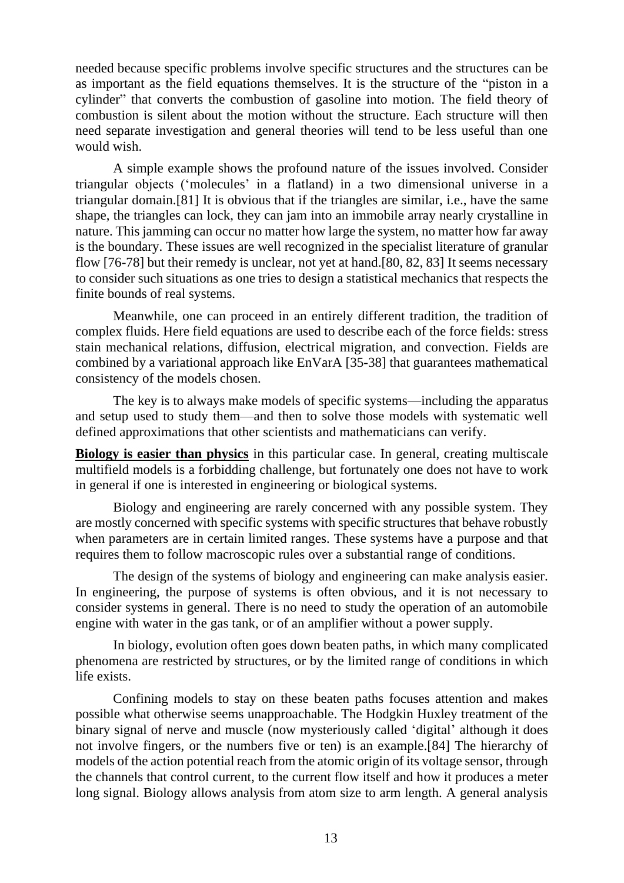needed because specific problems involve specific structures and the structures can be as important as the field equations themselves. It is the structure of the "piston in a cylinder" that converts the combustion of gasoline into motion. The field theory of combustion is silent about the motion without the structure. Each structure will then need separate investigation and general theories will tend to be less useful than one would wish.

A simple example shows the profound nature of the issues involved. Consider triangular objects ('molecules' in a flatland) in a two dimensional universe in a triangular domain.[81] It is obvious that if the triangles are similar, i.e., have the same shape, the triangles can lock, they can jam into an immobile array nearly crystalline in nature. This jamming can occur no matter how large the system, no matter how far away is the boundary. These issues are well recognized in the specialist literature of granular flow [76-78] but their remedy is unclear, not yet at hand.[80, 82, 83] It seems necessary to consider such situations as one tries to design a statistical mechanics that respects the finite bounds of real systems.

Meanwhile, one can proceed in an entirely different tradition, the tradition of complex fluids. Here field equations are used to describe each of the force fields: stress stain mechanical relations, diffusion, electrical migration, and convection. Fields are combined by a variational approach like EnVarA [35-38] that guarantees mathematical consistency of the models chosen.

The key is to always make models of specific systems—including the apparatus and setup used to study them—and then to solve those models with systematic well defined approximations that other scientists and mathematicians can verify.

**Biology is easier than physics** in this particular case. In general, creating multiscale multifield models is a forbidding challenge, but fortunately one does not have to work in general if one is interested in engineering or biological systems.

Biology and engineering are rarely concerned with any possible system. They are mostly concerned with specific systems with specific structures that behave robustly when parameters are in certain limited ranges. These systems have a purpose and that requires them to follow macroscopic rules over a substantial range of conditions.

The design of the systems of biology and engineering can make analysis easier. In engineering, the purpose of systems is often obvious, and it is not necessary to consider systems in general. There is no need to study the operation of an automobile engine with water in the gas tank, or of an amplifier without a power supply.

In biology, evolution often goes down beaten paths, in which many complicated phenomena are restricted by structures, or by the limited range of conditions in which life exists.

Confining models to stay on these beaten paths focuses attention and makes possible what otherwise seems unapproachable. The Hodgkin Huxley treatment of the binary signal of nerve and muscle (now mysteriously called 'digital' although it does not involve fingers, or the numbers five or ten) is an example.[84] The hierarchy of models of the action potential reach from the atomic origin of its voltage sensor, through the channels that control current, to the current flow itself and how it produces a meter long signal. Biology allows analysis from atom size to arm length. A general analysis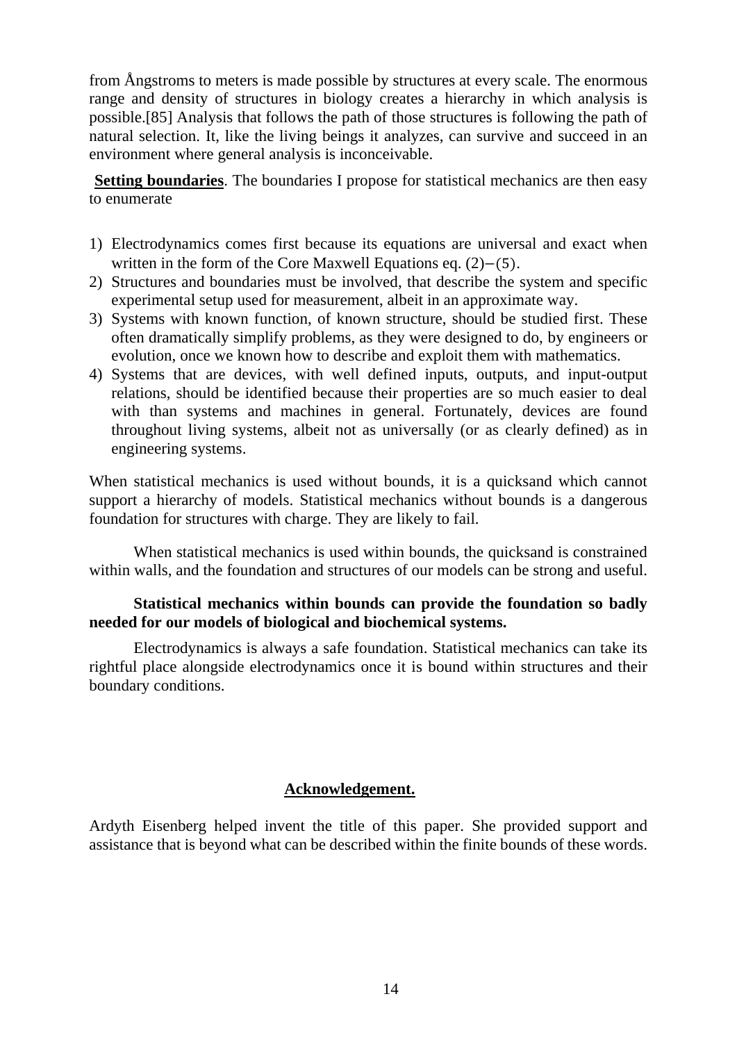from Ångstroms to meters is made possible by structures at every scale. The enormous range and density of structures in biology creates a hierarchy in which analysis is possible.[85] Analysis that follows the path of those structures is following the path of natural selection. It, like the living beings it analyzes, can survive and succeed in an environment where general analysis is inconceivable.

**Setting boundaries**. The boundaries I propose for statistical mechanics are then easy to enumerate

1) Electrodynamics comes first because its equations are universal and exact when written in the form of the Core Maxwell Equations eq. $(2)-(5)$.
2) Structures and boundaries must be involved, that describe the system and specific experimental setup used for measurement, albeit in an approximate way.
3) Systems with known function, of known structure, should be studied first. These often dramatically simplify problems, as they were designed to do, by engineers or evolution, once we known how to describe and exploit them with mathematics.
4) Systems that are devices, with well defined inputs, outputs, and input-output relations, should be identified because their properties are so much easier to deal with than systems and machines in general. Fortunately, devices are found throughout living systems, albeit not as universally (or as clearly defined) as in engineering systems.

When statistical mechanics is used without bounds, it is a quicksand which cannot support a hierarchy of models. Statistical mechanics without bounds is a dangerous foundation for structures with charge. They are likely to fail.

When statistical mechanics is used within bounds, the quicksand is constrained within walls, and the foundation and structures of our models can be strong and useful.

**Statistical mechanics within bounds can provide the foundation so badly needed for our models of biological and biochemical systems.**

Electrodynamics is always a safe foundation. Statistical mechanics can take its rightful place alongside electrodynamics once it is bound within structures and their boundary conditions.

## Acknowledgement.

Ardyth Eisenberg helped invent the title of this paper. She provided support and assistance that is beyond what can be described within the finite bounds of these words.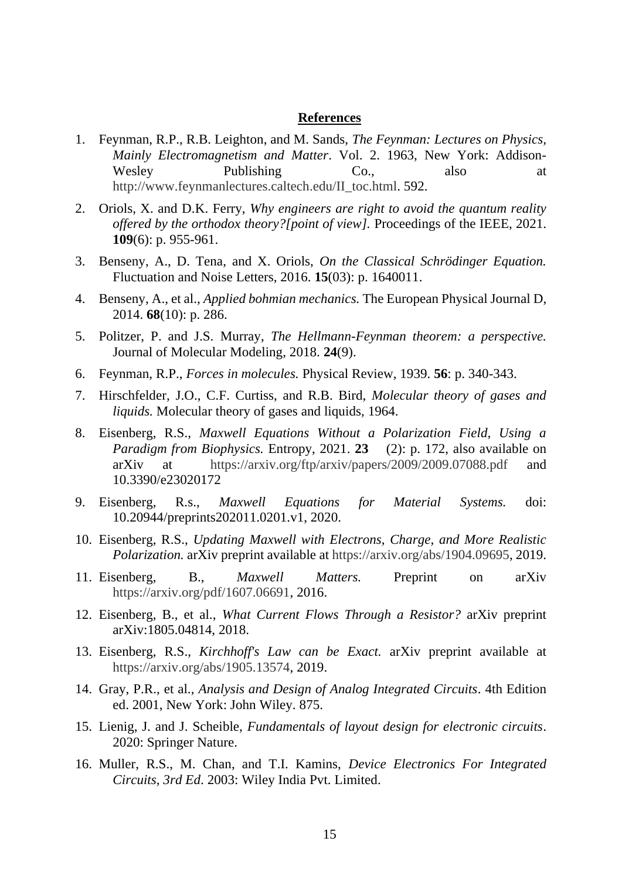**References**

1. Feynman, R.P., R.B. Leighton, and M. Sands, *The Feynman: Lectures on Physics, Mainly Electromagnetism and Matter*. Vol. 2. 1963, New York: Addison-Wesley Publishing Co., also at http://www.feynmanlectures.caltech.edu/II_toc.html. 592.
2. Oriols, X. and D.K. Ferry, *Why engineers are right to avoid the quantum reality offered by the orthodox theory?[point of view].* Proceedings of the IEEE, 2021. **109**(6): p. 955-961.
3. Benseny, A., D. Tena, and X. Oriols, *On the Classical Schrödinger Equation.* Fluctuation and Noise Letters, 2016. **15**(03): p. 1640011.
4. Benseny, A., et al., *Applied bohmian mechanics.* The European Physical Journal D, 2014. **68**(10): p. 286.
5. Politzer, P. and J.S. Murray, *The Hellmann-Feynman theorem: a perspective.* Journal of Molecular Modeling, 2018. **24**(9).
6. Feynman, R.P., *Forces in molecules.* Physical Review, 1939. **56**: p. 340-343.
7. Hirschfelder, J.O., C.F. Curtiss, and R.B. Bird, *Molecular theory of gases and liquids.* Molecular theory of gases and liquids, 1964.
8. Eisenberg, R.S., *Maxwell Equations Without a Polarization Field, Using a Paradigm from Biophysics.* Entropy, 2021. **23** (2): p. 172, also available on arXiv at https://arxiv.org/ftp/arxiv/papers/2009/2009.07088.pdf and 10.3390/e23020172
9. Eisenberg, R.s., *Maxwell Equations for Material Systems.* doi: 10.20944/preprints202011.0201.v1, 2020.
10. Eisenberg, R.S., *Updating Maxwell with Electrons, Charge, and More Realistic Polarization.* arXiv preprint available at https://arxiv.org/abs/1904.09695, 2019.
11. Eisenberg, B., *Maxwell Matters.* Preprint on arXiv https://arxiv.org/pdf/1607.06691, 2016.
12. Eisenberg, B., et al., *What Current Flows Through a Resistor?* arXiv preprint arXiv:1805.04814, 2018.
13. Eisenberg, R.S., *Kirchhoff's Law can be Exact.* arXiv preprint available at https://arxiv.org/abs/1905.13574, 2019.
14. Gray, P.R., et al., *Analysis and Design of Analog Integrated Circuits*. 4th Edition ed. 2001, New York: John Wiley. 875.
15. Lienig, J. and J. Scheible, *Fundamentals of layout design for electronic circuits*. 2020: Springer Nature.
16. Muller, R.S., M. Chan, and T.I. Kamins, *Device Electronics For Integrated Circuits, 3rd Ed*. 2003: Wiley India Pvt. Limited.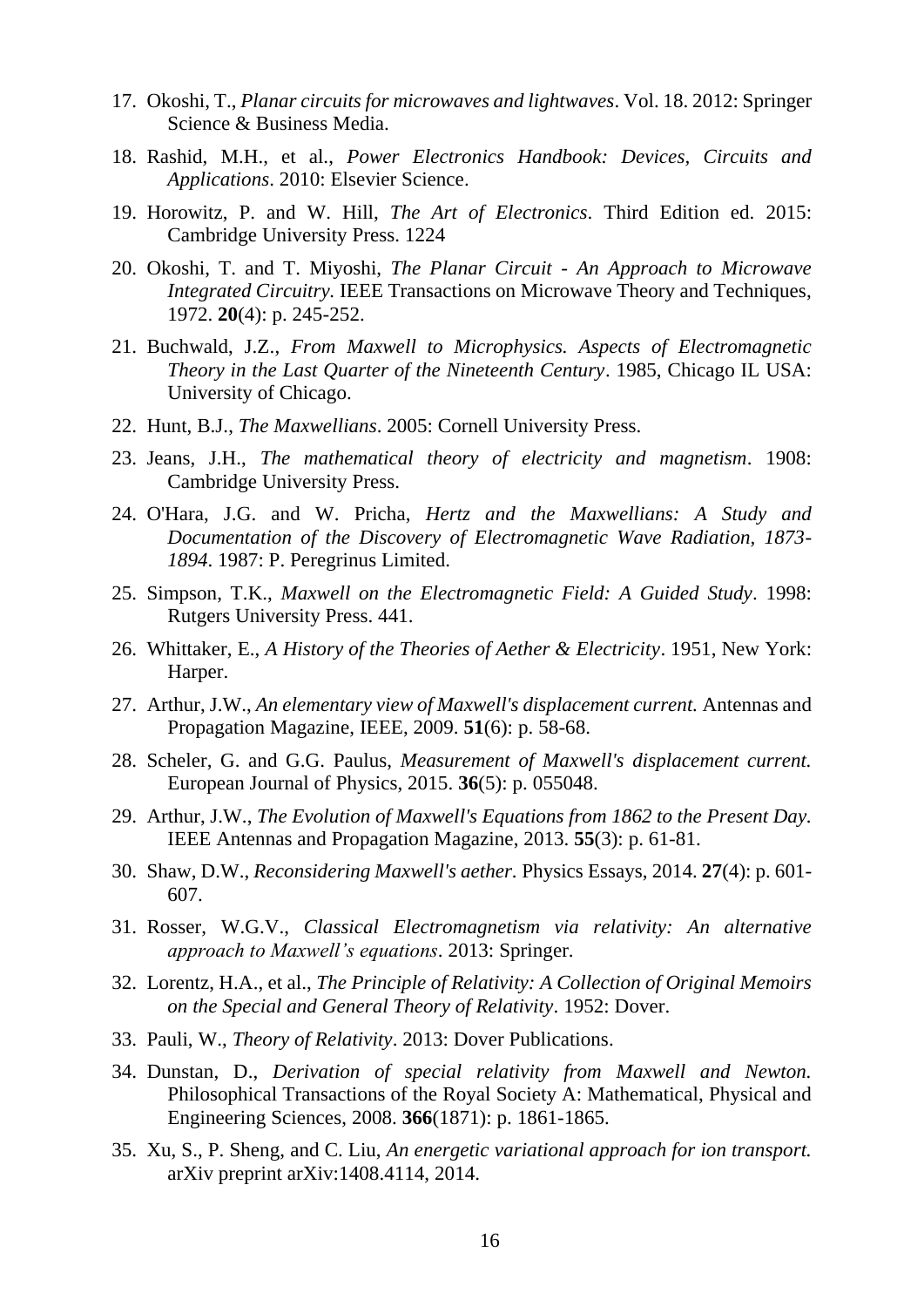17. Okoshi, T., *Planar circuits for microwaves and lightwaves*. Vol. 18. 2012: Springer Science & Business Media.
18. Rashid, M.H., et al., *Power Electronics Handbook: Devices, Circuits and Applications*. 2010: Elsevier Science.
19. Horowitz, P. and W. Hill, *The Art of Electronics*. Third Edition ed. 2015: Cambridge University Press. 1224
20. Okoshi, T. and T. Miyoshi, *The Planar Circuit - An Approach to Microwave Integrated Circuitry.* IEEE Transactions on Microwave Theory and Techniques, 1972. **20**(4): p. 245-252.
21. Buchwald, J.Z., *From Maxwell to Microphysics. Aspects of Electromagnetic Theory in the Last Quarter of the Nineteenth Century*. 1985, Chicago IL USA: University of Chicago.
22. Hunt, B.J., *The Maxwellians*. 2005: Cornell University Press.
23. Jeans, J.H., *The mathematical theory of electricity and magnetism*. 1908: Cambridge University Press.
24. O'Hara, J.G. and W. Pricha, *Hertz and the Maxwellians: A Study and Documentation of the Discovery of Electromagnetic Wave Radiation, 1873-1894*. 1987: P. Peregrinus Limited.
25. Simpson, T.K., *Maxwell on the Electromagnetic Field: A Guided Study*. 1998: Rutgers University Press. 441.
26. Whittaker, E., *A History of the Theories of Aether & Electricity*. 1951, New York: Harper.
27. Arthur, J.W., *An elementary view of Maxwell's displacement current.* Antennas and Propagation Magazine, IEEE, 2009. **51**(6): p. 58-68.
28. Scheler, G. and G.G. Paulus, *Measurement of Maxwell's displacement current.* European Journal of Physics, 2015. **36**(5): p. 055048.
29. Arthur, J.W., *The Evolution of Maxwell's Equations from 1862 to the Present Day.* IEEE Antennas and Propagation Magazine, 2013. **55**(3): p. 61-81.
30. Shaw, D.W., *Reconsidering Maxwell's aether.* Physics Essays, 2014. **27**(4): p. 601-607.
31. Rosser, W.G.V., *Classical Electromagnetism via relativity: An alternative approach to Maxwell's equations*. 2013: Springer.
32. Lorentz, H.A., et al., *The Principle of Relativity: A Collection of Original Memoirs on the Special and General Theory of Relativity*. 1952: Dover.
33. Pauli, W., *Theory of Relativity*. 2013: Dover Publications.
34. Dunstan, D., *Derivation of special relativity from Maxwell and Newton.* Philosophical Transactions of the Royal Society A: Mathematical, Physical and Engineering Sciences, 2008. **366**(1871): p. 1861-1865.
35. Xu, S., P. Sheng, and C. Liu, *An energetic variational approach for ion transport.* arXiv preprint arXiv:1408.4114, 2014.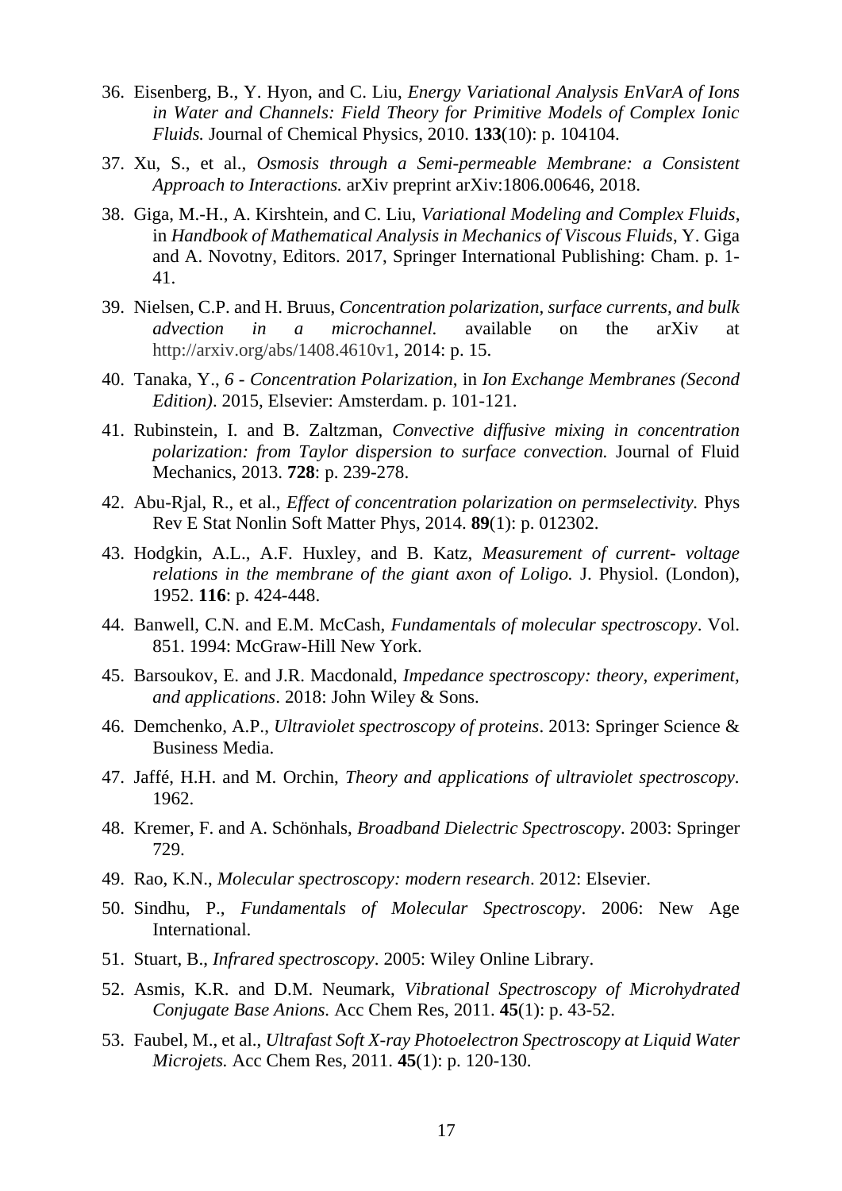36. Eisenberg, B., Y. Hyon, and C. Liu, *Energy Variational Analysis EnVarA of Ions in Water and Channels: Field Theory for Primitive Models of Complex Ionic Fluids.* Journal of Chemical Physics, 2010. **133**(10): p. 104104.
37. Xu, S., et al., *Osmosis through a Semi-permeable Membrane: a Consistent Approach to Interactions.* arXiv preprint arXiv:1806.00646, 2018.
38. Giga, M.-H., A. Kirshtein, and C. Liu, *Variational Modeling and Complex Fluids*, in *Handbook of Mathematical Analysis in Mechanics of Viscous Fluids*, Y. Giga and A. Novotny, Editors. 2017, Springer International Publishing: Cham. p. 1-41.
39. Nielsen, C.P. and H. Bruus, *Concentration polarization, surface currents, and bulk advection in a microchannel.* available on the arXiv at http://arxiv.org/abs/1408.4610v1, 2014: p. 15.
40. Tanaka, Y., *6 - Concentration Polarization*, in *Ion Exchange Membranes (Second Edition)*. 2015, Elsevier: Amsterdam. p. 101-121.
41. Rubinstein, I. and B. Zaltzman, *Convective diffusive mixing in concentration polarization: from Taylor dispersion to surface convection.* Journal of Fluid Mechanics, 2013. **728**: p. 239-278.
42. Abu-Rjal, R., et al., *Effect of concentration polarization on permselectivity.* Phys Rev E Stat Nonlin Soft Matter Phys, 2014. **89**(1): p. 012302.
43. Hodgkin, A.L., A.F. Huxley, and B. Katz, *Measurement of current- voltage relations in the membrane of the giant axon of Loligo.* J. Physiol. (London), 1952. **116**: p. 424-448.
44. Banwell, C.N. and E.M. McCash, *Fundamentals of molecular spectroscopy*. Vol. 851. 1994: McGraw-Hill New York.
45. Barsoukov, E. and J.R. Macdonald, *Impedance spectroscopy: theory, experiment, and applications*. 2018: John Wiley & Sons.
46. Demchenko, A.P., *Ultraviolet spectroscopy of proteins*. 2013: Springer Science & Business Media.
47. Jaffé, H.H. and M. Orchin, *Theory and applications of ultraviolet spectroscopy.* 1962.
48. Kremer, F. and A. Schönhals, *Broadband Dielectric Spectroscopy*. 2003: Springer 729.
49. Rao, K.N., *Molecular spectroscopy: modern research*. 2012: Elsevier.
50. Sindhu, P., *Fundamentals of Molecular Spectroscopy*. 2006: New Age International.
51. Stuart, B., *Infrared spectroscopy*. 2005: Wiley Online Library.
52. Asmis, K.R. and D.M. Neumark, *Vibrational Spectroscopy of Microhydrated Conjugate Base Anions.* Acc Chem Res, 2011. **45**(1): p. 43-52.
53. Faubel, M., et al., *Ultrafast Soft X-ray Photoelectron Spectroscopy at Liquid Water Microjets.* Acc Chem Res, 2011. **45**(1): p. 120-130.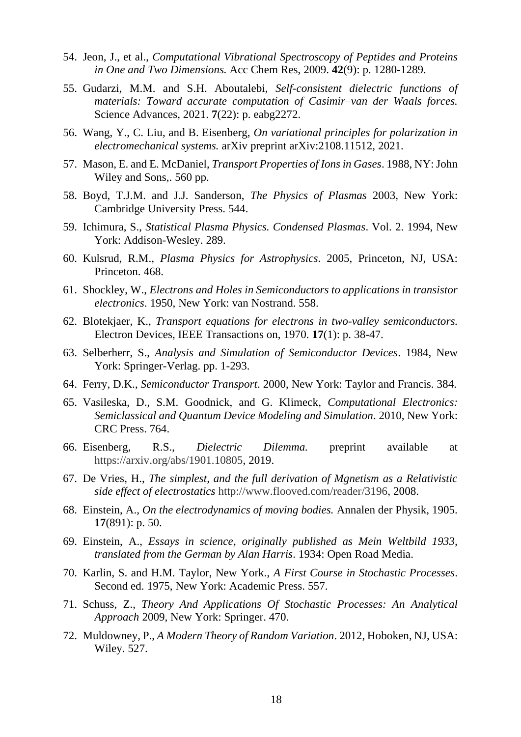54. Jeon, J., et al., *Computational Vibrational Spectroscopy of Peptides and Proteins in One and Two Dimensions.* Acc Chem Res, 2009. **42**(9): p. 1280-1289.
55. Gudarzi, M.M. and S.H. Aboutalebi, *Self-consistent dielectric functions of materials: Toward accurate computation of Casimir–van der Waals forces.* Science Advances, 2021. **7**(22): p. eabg2272.
56. Wang, Y., C. Liu, and B. Eisenberg, *On variational principles for polarization in electromechanical systems.* arXiv preprint arXiv:2108.11512, 2021.
57. Mason, E. and E. McDaniel, *Transport Properties of Ions in Gases*. 1988, NY: John Wiley and Sons,. 560 pp.
58. Boyd, T.J.M. and J.J. Sanderson, *The Physics of Plasmas* 2003, New York: Cambridge University Press. 544.
59. Ichimura, S., *Statistical Plasma Physics. Condensed Plasmas*. Vol. 2. 1994, New York: Addison-Wesley. 289.
60. Kulsrud, R.M., *Plasma Physics for Astrophysics*. 2005, Princeton, NJ, USA: Princeton. 468.
61. Shockley, W., *Electrons and Holes in Semiconductors to applications in transistor electronics*. 1950, New York: van Nostrand. 558.
62. Blotekjaer, K., *Transport equations for electrons in two-valley semiconductors.* Electron Devices, IEEE Transactions on, 1970. **17**(1): p. 38-47.
63. Selberherr, S., *Analysis and Simulation of Semiconductor Devices*. 1984, New York: Springer-Verlag. pp. 1-293.
64. Ferry, D.K., *Semiconductor Transport*. 2000, New York: Taylor and Francis. 384.
65. Vasileska, D., S.M. Goodnick, and G. Klimeck, *Computational Electronics: Semiclassical and Quantum Device Modeling and Simulation*. 2010, New York: CRC Press. 764.
66. Eisenberg, R.S., *Dielectric Dilemma.* preprint available at https://arxiv.org/abs/1901.10805, 2019.
67. De Vries, H., *The simplest, and the full derivation of Mgnetism as a Relativistic side effect of electrostatics* http://www.flooved.com/reader/3196, 2008.
68. Einstein, A., *On the electrodynamics of moving bodies.* Annalen der Physik, 1905. **17**(891): p. 50.
69. Einstein, A., *Essays in science, originally published as Mein Weltbild 1933, translated from the German by Alan Harris*. 1934: Open Road Media.
70. Karlin, S. and H.M. Taylor, New York., *A First Course in Stochastic Processes*. Second ed. 1975, New York: Academic Press. 557.
71. Schuss, Z., *Theory And Applications Of Stochastic Processes: An Analytical Approach* 2009, New York: Springer. 470.
72. Muldowney, P., *A Modern Theory of Random Variation*. 2012, Hoboken, NJ, USA: Wiley. 527.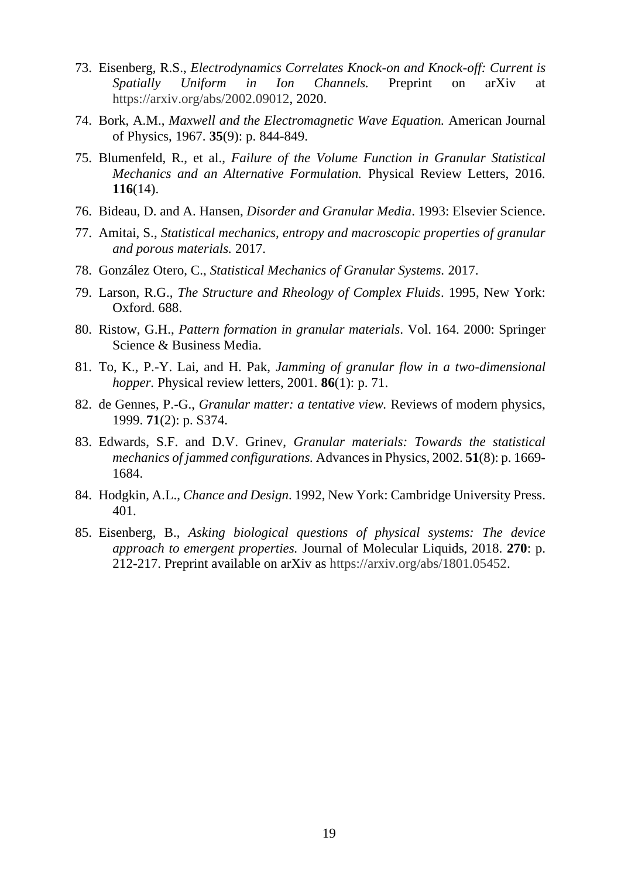73. Eisenberg, R.S., *Electrodynamics Correlates Knock-on and Knock-off: Current is Spatially Uniform in Ion Channels.* Preprint on arXiv at https://arxiv.org/abs/2002.09012, 2020.
74. Bork, A.M., *Maxwell and the Electromagnetic Wave Equation.* American Journal of Physics, 1967. **35**(9): p. 844-849.
75. Blumenfeld, R., et al., *Failure of the Volume Function in Granular Statistical Mechanics and an Alternative Formulation.* Physical Review Letters, 2016. **116**(14).
76. Bideau, D. and A. Hansen, *Disorder and Granular Media*. 1993: Elsevier Science.
77. Amitai, S., *Statistical mechanics, entropy and macroscopic properties of granular and porous materials.* 2017.
78. González Otero, C., *Statistical Mechanics of Granular Systems.* 2017.
79. Larson, R.G., *The Structure and Rheology of Complex Fluids*. 1995, New York: Oxford. 688.
80. Ristow, G.H., *Pattern formation in granular materials*. Vol. 164. 2000: Springer Science & Business Media.
81. To, K., P.-Y. Lai, and H. Pak, *Jamming of granular flow in a two-dimensional hopper.* Physical review letters, 2001. **86**(1): p. 71.
82. de Gennes, P.-G., *Granular matter: a tentative view.* Reviews of modern physics, 1999. **71**(2): p. S374.
83. Edwards, S.F. and D.V. Grinev, *Granular materials: Towards the statistical mechanics of jammed configurations.* Advances in Physics, 2002. **51**(8): p. 1669-1684.
84. Hodgkin, A.L., *Chance and Design*. 1992, New York: Cambridge University Press. 401.
85. Eisenberg, B., *Asking biological questions of physical systems: The device approach to emergent properties.* Journal of Molecular Liquids, 2018. **270**: p. 212-217. Preprint available on arXiv as https://arxiv.org/abs/1801.05452.